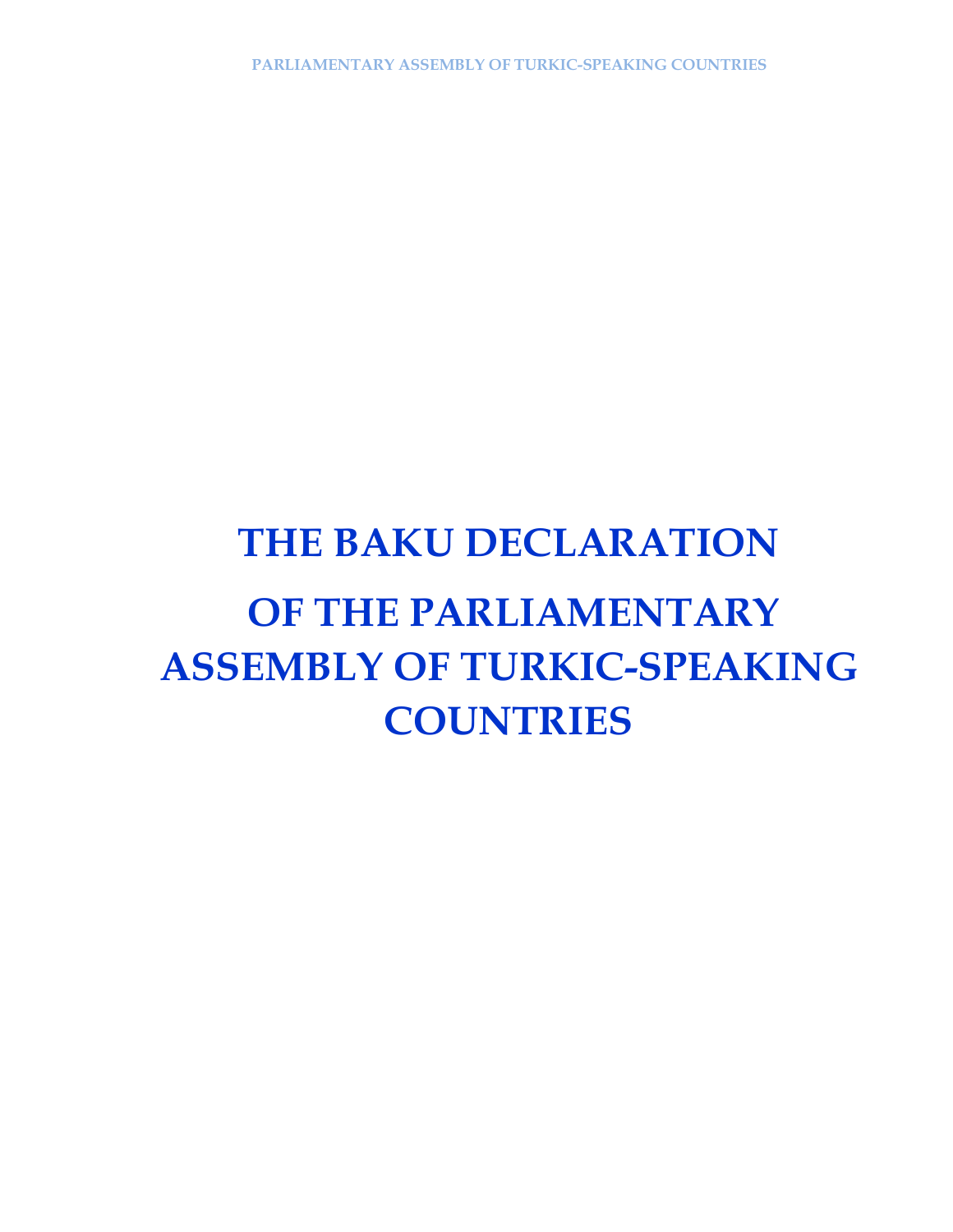# THE BAKU DECLARATION OF THE PARLIAMENTARY ASSEMBLY OF TURKIC-SPEAKING COUNTRIES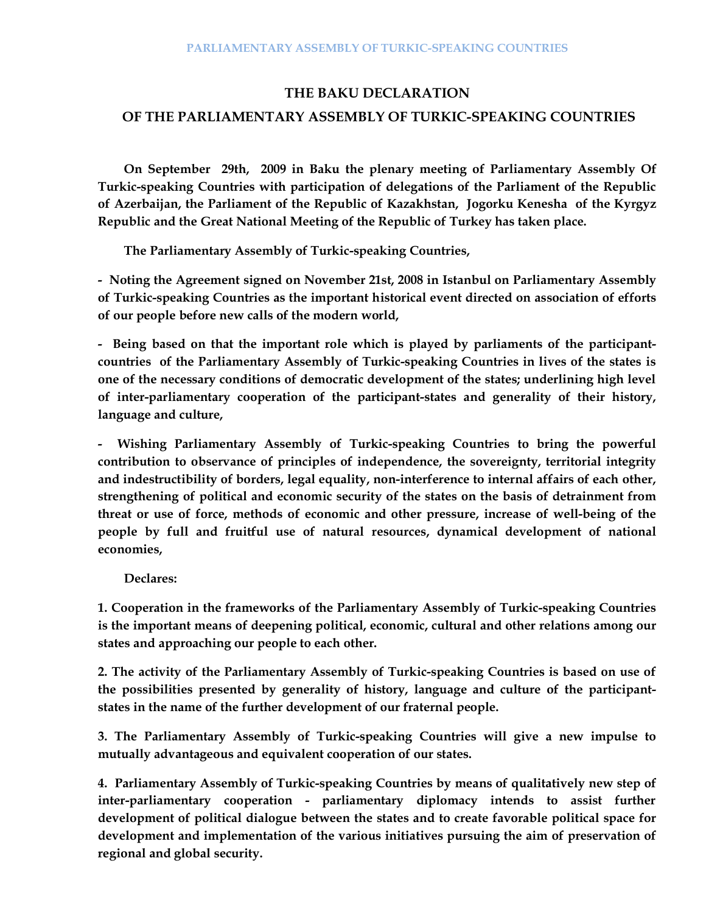# THE BAKU DECLARATION
# OF THE PARLIAMENTARY ASSEMBLY OF TURKIC-SPEAKING COUNTRIES

**On September 29th, 2009 in Baku the plenary meeting of Parliamentary Assembly Of Turkic-speaking Countries with participation of delegations of the Parliament of the Republic of Azerbaijan, the Parliament of the Republic of Kazakhstan, Jogorku Kenesha of the Kyrgyz Republic and the Great National Meeting of the Republic of Turkey has taken place.**

**The Parliamentary Assembly of Turkic-speaking Countries,**

**- Noting the Agreement signed on November 21st, 2008 in Istanbul on Parliamentary Assembly of Turkic-speaking Countries as the important historical event directed on association of efforts of our people before new calls of the modern world,**

**- Being based on that the important role which is played by parliaments of the participant-countries of the Parliamentary Assembly of Turkic-speaking Countries in lives of the states is one of the necessary conditions of democratic development of the states; underlining high level of inter-parliamentary cooperation of the participant-states and generality of their history, language and culture,**

**- Wishing Parliamentary Assembly of Turkic-speaking Countries to bring the powerful contribution to observance of principles of independence, the sovereignty, territorial integrity and indestructibility of borders, legal equality, non-interference to internal affairs of each other, strengthening of political and economic security of the states on the basis of detrainment from threat or use of force, methods of economic and other pressure, increase of well-being of the people by full and fruitful use of natural resources, dynamical development of national economies,**

**Declares:**

**1. Cooperation in the frameworks of the Parliamentary Assembly of Turkic-speaking Countries is the important means of deepening political, economic, cultural and other relations among our states and approaching our people to each other.**

**2. The activity of the Parliamentary Assembly of Turkic-speaking Countries is based on use of the possibilities presented by generality of history, language and culture of the participant-states in the name of the further development of our fraternal people.**

**3. The Parliamentary Assembly of Turkic-speaking Countries will give a new impulse to mutually advantageous and equivalent cooperation of our states.**

**4. Parliamentary Assembly of Turkic-speaking Countries by means of qualitatively new step of inter-parliamentary cooperation - parliamentary diplomacy intends to assist further development of political dialogue between the states and to create favorable political space for development and implementation of the various initiatives pursuing the aim of preservation of regional and global security.**